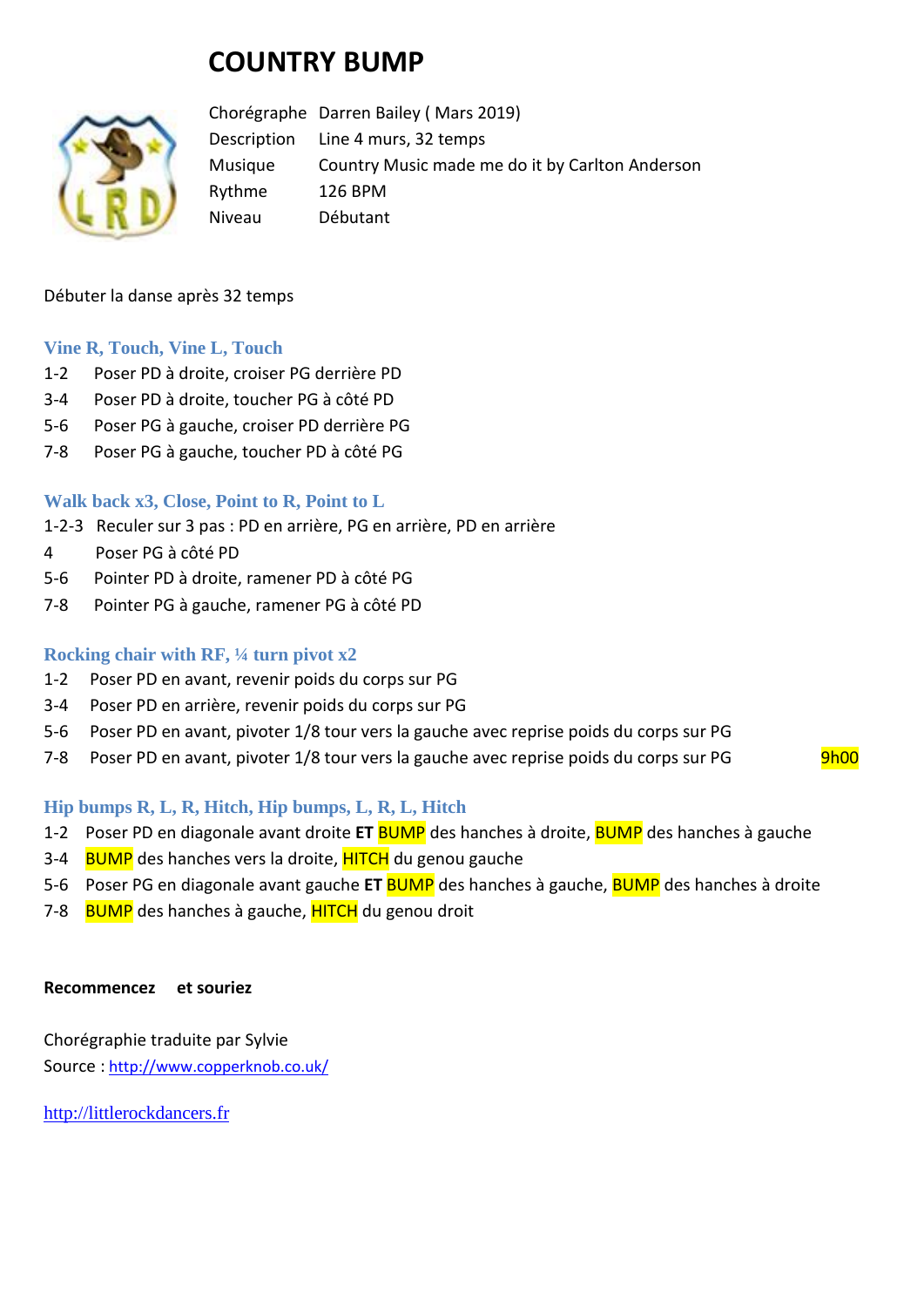# COUNTRY BUMP

| | |
|---|---|
| Chorégraphe | Darren Bailey ( Mars 2019) |
| Description | Line 4 murs, 32 temps |
| Musique | Country Music made me do it by Carlton Anderson |
| Rythme | 126 BPM |
| Niveau | Débutant |

Débuter la danse après 32 temps

### Vine R, Touch, Vine L, Touch

1-2 Poser PD à droite, croiser PG derrière PD
3-4 Poser PD à droite, toucher PG à côté PD
5-6 Poser PG à gauche, croiser PD derrière PG
7-8 Poser PG à gauche, toucher PD à côté PG

### Walk back x3, Close, Point to R, Point to L

1-2-3 Reculer sur 3 pas : PD en arrière, PG en arrière, PD en arrière
4 Poser PG à côté PD
5-6 Pointer PD à droite, ramener PD à côté PG
7-8 Pointer PG à gauche, ramener PG à côté PD

### Rocking chair with RF, ¼ turn pivot x2

1-2 Poser PD en avant, revenir poids du corps sur PG
3-4 Poser PD en arrière, revenir poids du corps sur PG
5-6 Poser PD en avant, pivoter 1/8 tour vers la gauche avec reprise poids du corps sur PG
7-8 Poser PD en avant, pivoter 1/8 tour vers la gauche avec reprise poids du corps sur PG 9h00

### Hip bumps R, L, R, Hitch, Hip bumps, L, R, L, Hitch

1-2 Poser PD en diagonale avant droite **ET** BUMP des hanches à droite, BUMP des hanches à gauche
3-4 BUMP des hanches vers la droite, HITCH du genou gauche
5-6 Poser PG en diagonale avant gauche **ET** BUMP des hanches à gauche, BUMP des hanches à droite
7-8 BUMP des hanches à gauche, HITCH du genou droit

**Recommencez et souriez**

Chorégraphie traduite par Sylvie
Source : http://www.copperknob.co.uk/

http://littlerockdancers.fr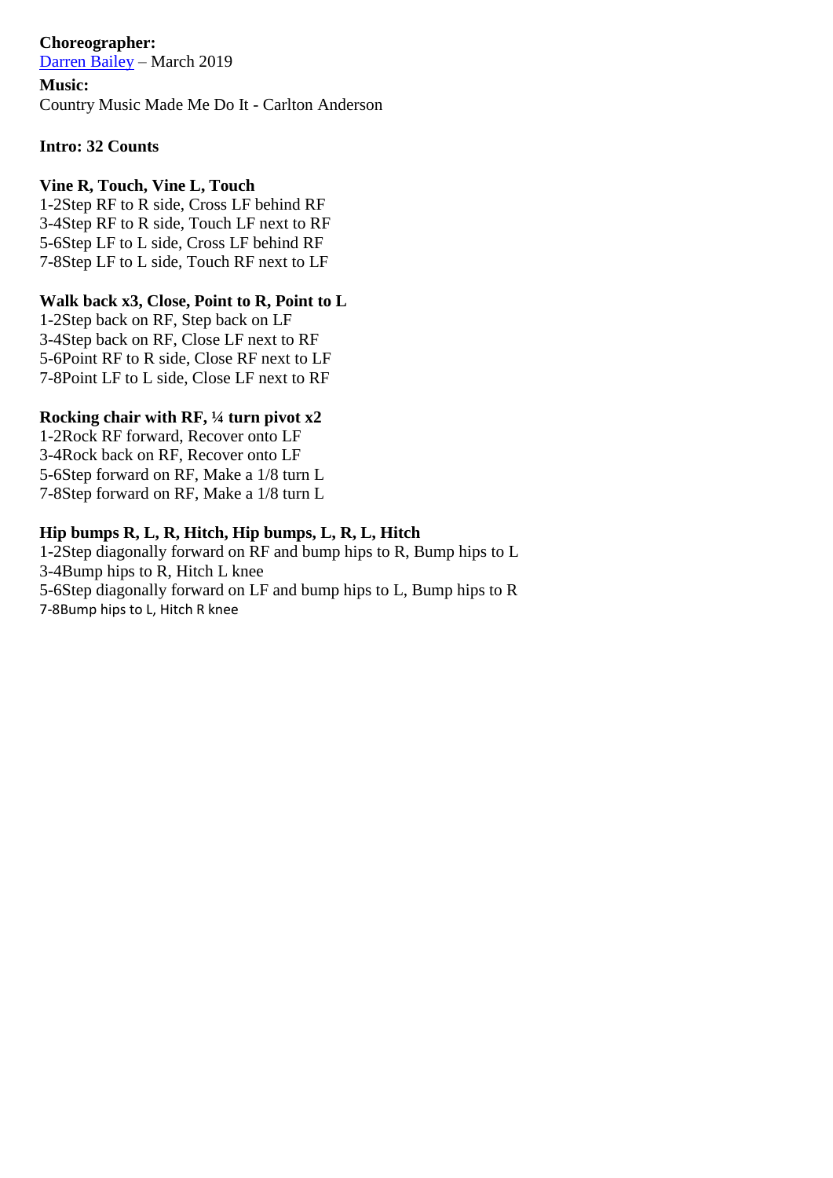**Choreographer:**
Darren Bailey – March 2019

**Music:**
Country Music Made Me Do It - Carlton Anderson

**Intro: 32 Counts**

**Vine R, Touch, Vine L, Touch**
1-2Step RF to R side, Cross LF behind RF
3-4Step RF to R side, Touch LF next to RF
5-6Step LF to L side, Cross LF behind RF
7-8Step LF to L side, Touch RF next to LF

**Walk back x3, Close, Point to R, Point to L**
1-2Step back on RF, Step back on LF
3-4Step back on RF, Close LF next to RF
5-6Point RF to R side, Close RF next to LF
7-8Point LF to L side, Close LF next to RF

**Rocking chair with RF, ¼ turn pivot x2**
1-2Rock RF forward, Recover onto LF
3-4Rock back on RF, Recover onto LF
5-6Step forward on RF, Make a 1/8 turn L
7-8Step forward on RF, Make a 1/8 turn L

**Hip bumps R, L, R, Hitch, Hip bumps, L, R, L, Hitch**
1-2Step diagonally forward on RF and bump hips to R, Bump hips to L
3-4Bump hips to R, Hitch L knee
5-6Step diagonally forward on LF and bump hips to L, Bump hips to R
7-8Bump hips to L, Hitch R knee